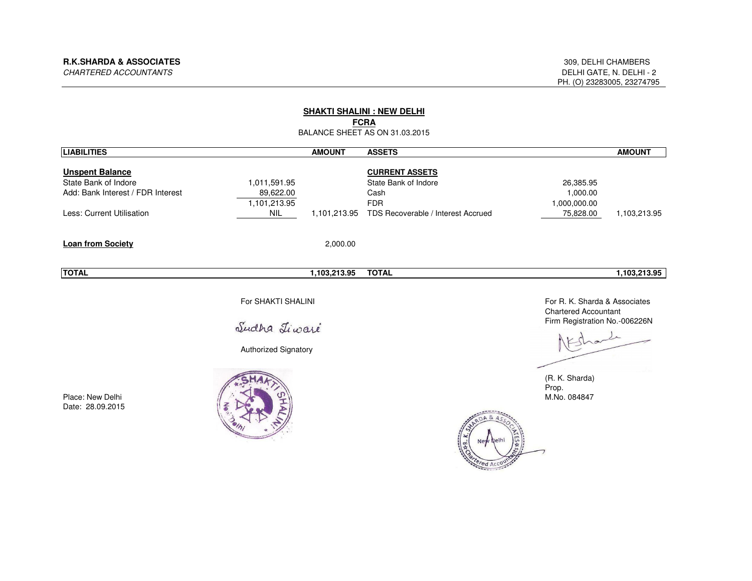**R.K.SHARDA & ASSOCIATES**
*CHARTERED ACCOUNTANTS*

309, DELHI CHAMBERS
DELHI GATE, N. DELHI - 2
PH. (O) 23283005, 23274795

## SHAKTI SHALINI : NEW DELHI

### FCRA

BALANCE SHEET AS ON 31.03.2015

| LIABILITIES | | AMOUNT | ASSETS | | AMOUNT |
|---|---|---|---|---|---|
| **Unspent Balance** | | | **CURRENT ASSETS** | | |
| State Bank of Indore | 1,011,591.95 | | State Bank of Indore | 26,385.95 | |
| Add: Bank Interest / FDR Interest | 89,622.00 | | Cash | 1,000.00 | |
| | 1,101,213.95 | | FDR | 1,000,000.00 | |
| Less: Current Utilisation | NIL | 1,101,213.95 | TDS Recoverable / Interest Accrued | 75,828.00 | 1,103,213.95 |
| **Loan from Society** | | 2,000.00 | | | |
| **TOTAL** | | **1,103,213.95** | **TOTAL** | | **1,103,213.95** |

For SHAKTI SHALINI

Sudha Tiwari

Authorized Signatory

Place: New Delhi
Date: 28.09.2015

For R. K. Sharda & Associates
Chartered Accountant
Firm Registration No.-006226N

(R. K. Sharda)
Prop.
M.No. 084847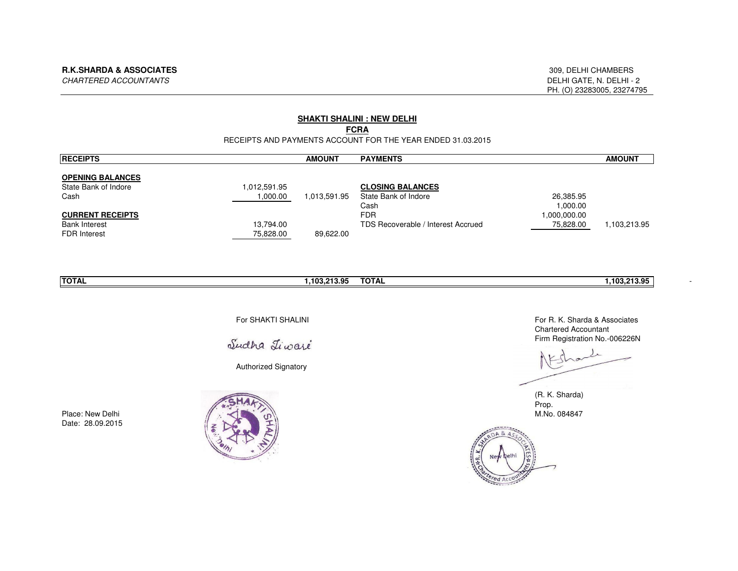**R.K.SHARDA & ASSOCIATES**
*CHARTERED ACCOUNTANTS*

309, DELHI CHAMBERS
DELHI GATE, N. DELHI - 2
PH. (O) 23283005, 23274795

## SHAKTI SHALINI : NEW DELHI

### FCRA

RECEIPTS AND PAYMENTS ACCOUNT FOR THE YEAR ENDED 31.03.2015

| RECEIPTS | | AMOUNT | PAYMENTS | | AMOUNT |
|---|---|---|---|---|---|
| **OPENING BALANCES** | | | | | |
| State Bank of Indore | 1,012,591.95 | | **CLOSING BALANCES** | | |
| Cash | 1,000.00 | 1,013,591.95 | State Bank of Indore | 26,385.95 | |
| | | | Cash | 1,000.00 | |
| **CURRENT RECEIPTS** | | | FDR | 1,000,000.00 | |
| Bank Interest | 13,794.00 | | TDS Recoverable / Interest Accrued | 75,828.00 | 1,103,213.95 |
| FDR Interest | 75,828.00 | 89,622.00 | | | |
| **TOTAL** | | **1,103,213.95** | **TOTAL** | | **1,103,213.95** |

For SHAKTI SHALINI

Sudha Tiwari

Authorized Signatory

For R. K. Sharda & Associates
Chartered Accountant
Firm Registration No.-006226N

(R. K. Sharda)
Prop.
M.No. 084847

Place: New Delhi
Date: 28.09.2015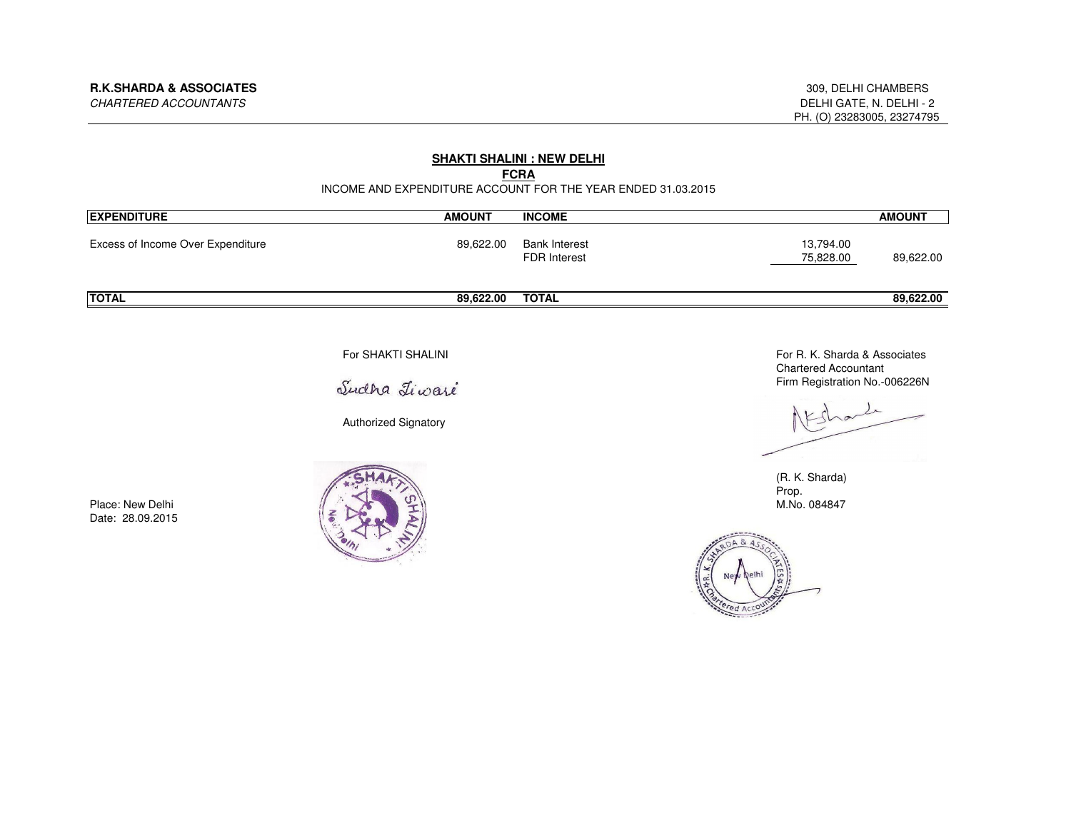**R.K.SHARDA & ASSOCIATES**
*CHARTERED ACCOUNTANTS*

309, DELHI CHAMBERS
DELHI GATE, N. DELHI - 2
PH. (O) 23283005, 23274795

## SHAKTI SHALINI : NEW DELHI

### FCRA

INCOME AND EXPENDITURE ACCOUNT FOR THE YEAR ENDED 31.03.2015

| EXPENDITURE | AMOUNT | INCOME | | AMOUNT |
|---|---|---|---|---|
| Excess of Income Over Expenditure | 89,622.00 | Bank Interest | 13,794.00 | |
| | | FDR Interest | 75,828.00 | 89,622.00 |
| **TOTAL** | **89,622.00** | **TOTAL** | | **89,622.00** |

For SHAKTI SHALINI

Sudha Tiwari

Authorized Signatory

For R. K. Sharda & Associates
Chartered Accountant
Firm Registration No.-006226N

(R. K. Sharda)
Prop.
M.No. 084847

Place: New Delhi
Date: 28.09.2015